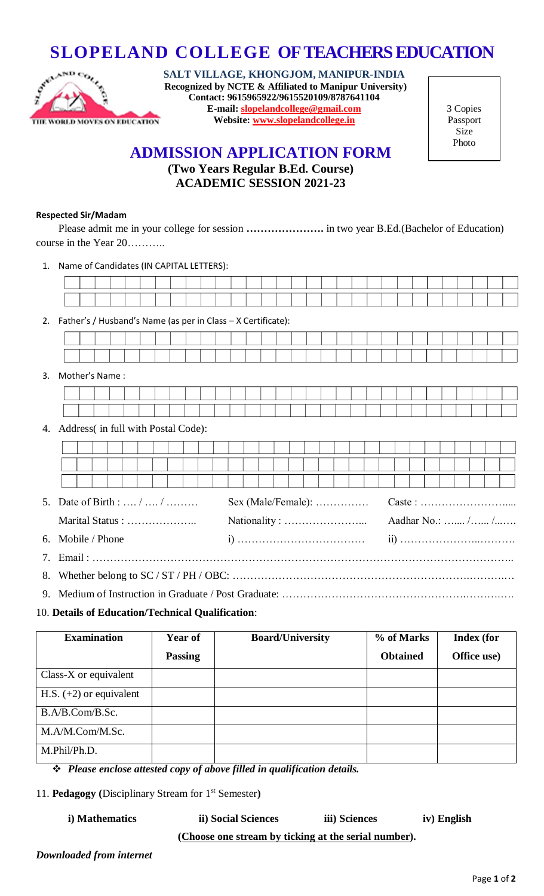# SLOPELAND COLLEGE OF TEACHERS EDUCATION

**SALT VILLAGE, KHONGJOM, MANIPUR-INDIA**
**Recognized by NCTE & Affiliated to Manipur University)**
**Contact: 9615965922/9615520109/8787641104**
**E-mail: slopelandcollege@gmail.com**
**Website: www.slopelandcollege.in**

3 Copies Passport Size Photo

## ADMISSION APPLICATION FORM

**(Two Years Regular B.Ed. Course)**
**ACADEMIC SESSION 2021-23**

**Respected Sir/Madam**

Please admit me in your college for session **………………….** in two year B.Ed.(Bachelor of Education) course in the Year 20………..

1. Name of Candidates (IN CAPITAL LETTERS):
2. Father's / Husband's Name (as per in Class – X Certificate):
3. Mother's Name :
4. Address( in full with Postal Code):
5. Date of Birth : …. / …. / ……… Sex (Male/Female): …………… Caste : ……………………....
   Marital Status : ……………….. Nationality : …………………... Aadhar No.: …..... /…... /...….
6. Mobile / Phone i) ……………………………… ii) ………………..……….
7. Email : ……………………………………………………………………………………………………..
8. Whether belong to SC / ST / PH / OBC: ……………………………………………………….……….…
9. Medium of Instruction in Graduate / Post Graduate: ………………………………………….………….

10. **Details of Education/Technical Qualification**:

| Examination | Year of Passing | Board/University | % of Marks Obtained | Index (for Office use) |
|---|---|---|---|---|
| Class-X or equivalent | | | | |
| H.S. (+2) or equivalent | | | | |
| B.A/B.Com/B.Sc. | | | | |
| M.A/M.Com/M.Sc. | | | | |
| M.Phil/Ph.D. | | | | |

❖ ***Please enclose attested copy of above filled in qualification details.***

11. **Pedagogy (**Disciplinary Stream for 1st Semester**)**

**i) Mathematics** **ii) Social Sciences** **iii) Sciences** **iv) English**

**(Choose one stream by ticking at the serial number).**

***Downloaded from internet***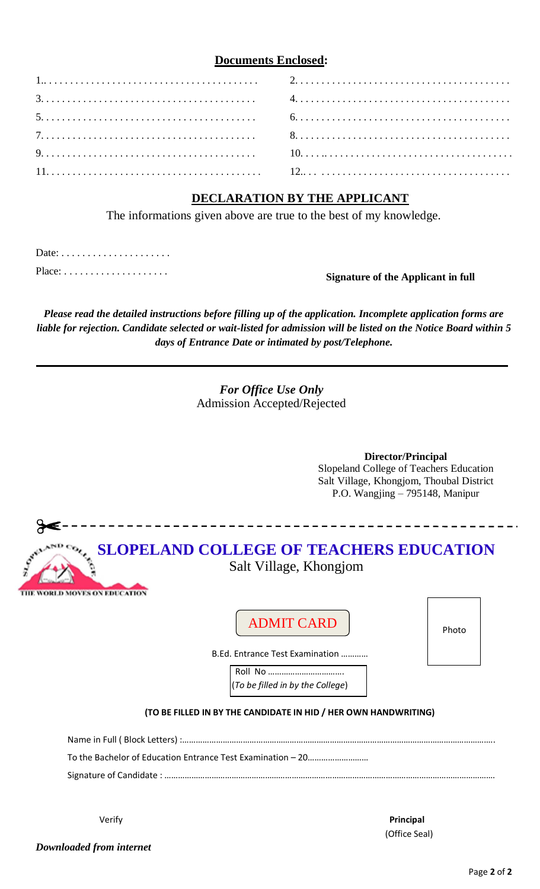**Documents Enclosed:**

| | |
|---|---|
| 1.. . . . . . . . . . . . . . . . . . . . . . . . . . . . . . . . . . . . . . | 2. . . . . . . . . . . . . . . . . . . . . . . . . . . . . . . . . . . . . . . |
| 3. . . . . . . . . . . . . . . . . . . . . . . . . . . . . . . . . . . . . . . | 4. . . . . . . . . . . . . . . . . . . . . . . . . . . . . . . . . . . . . . . |
| 5. . . . . . . . . . . . . . . . . . . . . . . . . . . . . . . . . . . . . . . | 6. . . . . . . . . . . . . . . . . . . . . . . . . . . . . . . . . . . . . . . |
| 7. . . . . . . . . . . . . . . . . . . . . . . . . . . . . . . . . . . . . . . | 8. . . . . . . . . . . . . . . . . . . . . . . . . . . . . . . . . . . . . . . |
| 9. . . . . . . . . . . . . . . . . . . . . . . . . . . . . . . . . . . . . . . | 10. . . . .. . . . . . . . . . . . . . . . . . . . . . . . . . . . . . . . . |
| 11. . . . . . . . . . . . . . . . . . . . . . . . . . . . . . . . . . . . . . | 12.. . . . . . . . . . . . . . . . . . . . . . . . . . . . . . . . . . . . |

## DECLARATION BY THE APPLICANT

The informations given above are true to the best of my knowledge.

Date: . . . . . . . . . . . . . . . . . . . . .

Place: . . . . . . . . . . . . . . . . . . . .

**Signature of the Applicant in full**

***Please read the detailed instructions before filling up of the application. Incomplete application forms are liable for rejection. Candidate selected or wait-listed for admission will be listed on the Notice Board within 5 days of Entrance Date or intimated by post/Telephone.***

---

***For Office Use Only***

Admission Accepted/Rejected

**Director/Principal**
Slopeland College of Teachers Education
Salt Village, Khongjom, Thoubal District
P.O. Wangjing – 795148, Manipur

---

SLOPELAND COLLEGE THE WORLD MOVES ON EDUCATION

# SLOPELAND COLLEGE OF TEACHERS EDUCATION

Salt Village, Khongjom

## ADMIT CARD

Photo

B.Ed. Entrance Test Examination …………

Roll No ……………………………
(*To be filled in by the College*)

**(TO BE FILLED IN BY THE CANDIDATE IN HID / HER OWN HANDWRITING)**

Name in Full ( Block Letters) :……………………………………………………………………………………………………………………………….

To the Bachelor of Education Entrance Test Examination – 20………………………

Signature of Candidate : ……………………………………………………………………………………………………………………………………

Verify

**Principal**
(Office Seal)

***Downloaded from internet***